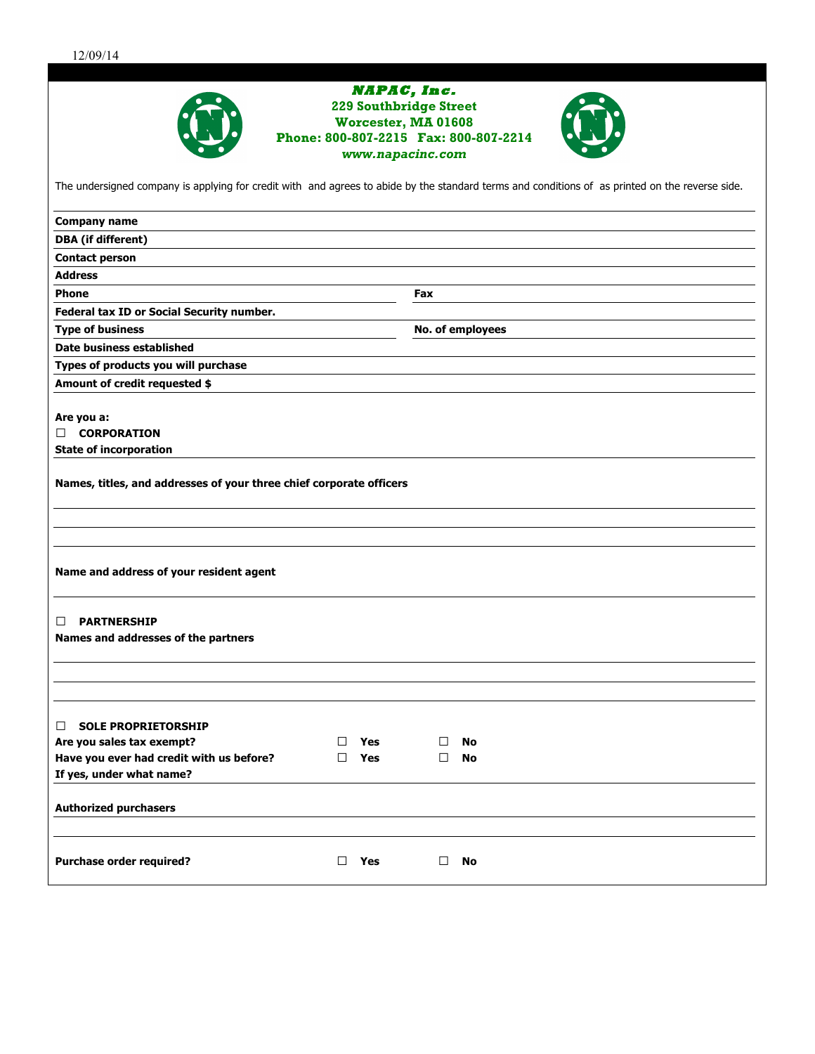12/09/14

**NAPAC, Inc.**
**229 Southbridge Street**
**Worcester, MA 01608**
**Phone: 800-807-2215 Fax: 800-807-2214**
**www.napacinc.com**

The undersigned company is applying for credit with and agrees to abide by the standard terms and conditions of as printed on the reverse side.

**Company name**

**DBA (if different)**

**Contact person**

**Address**

**Phone** | **Fax**

**Federal tax ID or Social Security number.**

**Type of business** | **No. of employees**

**Date business established**

**Types of products you will purchase**

**Amount of credit requested $**

**Are you a:**

☐ **CORPORATION**

**State of incorporation**

**Names, titles, and addresses of your three chief corporate officers**

**Name and address of your resident agent**

☐ **PARTNERSHIP**

**Names and addresses of the partners**

☐ **SOLE PROPRIETORSHIP**

**Are you sales tax exempt?** ☐ **Yes** ☐ **No**

**Have you ever had credit with us before?** ☐ **Yes** ☐ **No**

**If yes, under what name?**

**Authorized purchasers**

**Purchase order required?** ☐ **Yes** ☐ **No**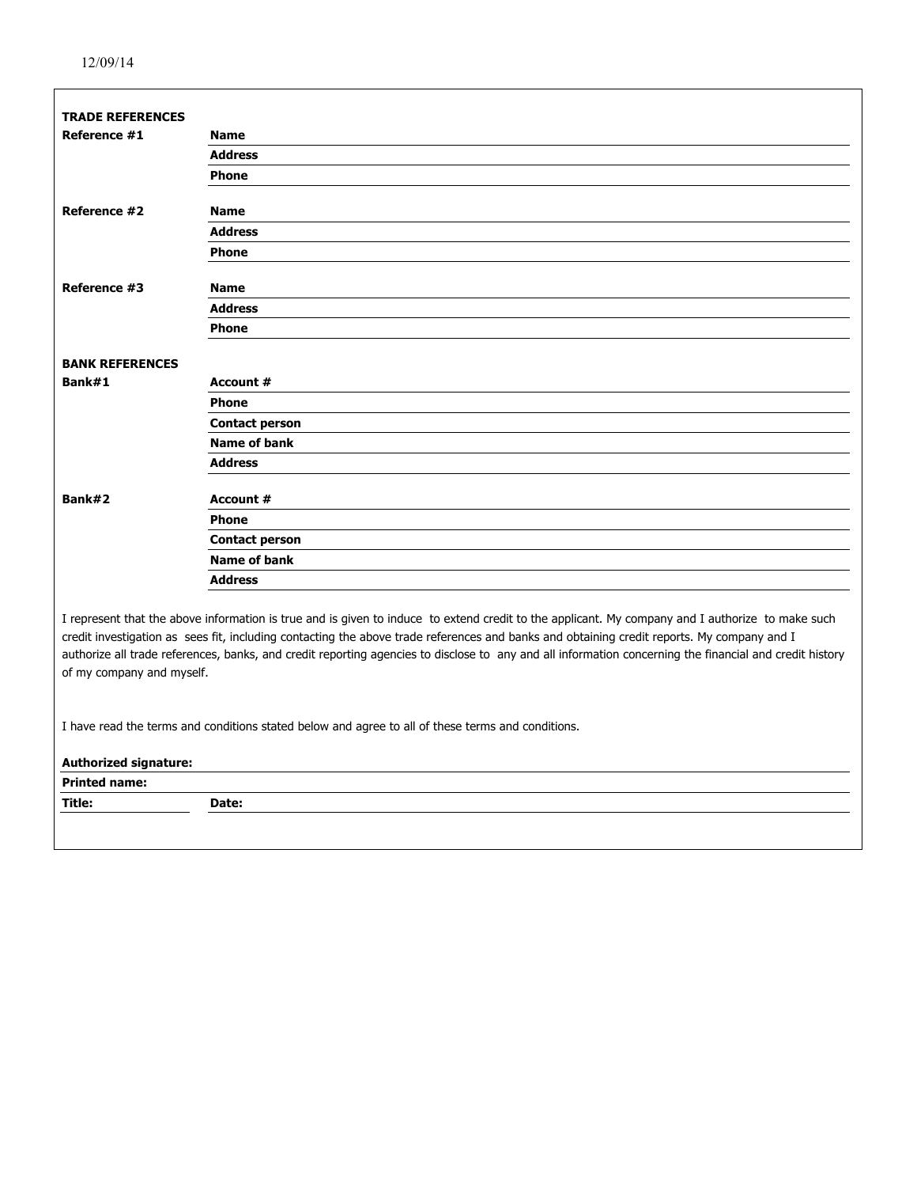12/09/14

**TRADE REFERENCES**

| | | |
|---|---|---|
| **Reference #1** | **Name** | |
| | **Address** | |
| | **Phone** | |
| **Reference #2** | **Name** | |
| | **Address** | |
| | **Phone** | |
| **Reference #3** | **Name** | |
| | **Address** | |
| | **Phone** | |

**BANK REFERENCES**

| | | |
|---|---|---|
| **Bank#1** | **Account #** | |
| | **Phone** | |
| | **Contact person** | |
| | **Name of bank** | |
| | **Address** | |
| **Bank#2** | **Account #** | |
| | **Phone** | |
| | **Contact person** | |
| | **Name of bank** | |
| | **Address** | |

I represent that the above information is true and is given to induce  to extend credit to the applicant. My company and I authorize  to make such credit investigation as  sees fit, including contacting the above trade references and banks and obtaining credit reports. My company and I authorize all trade references, banks, and credit reporting agencies to disclose to  any and all information concerning the financial and credit history of my company and myself.

I have read the terms and conditions stated below and agree to all of these terms and conditions.

**Authorized signature:**

**Printed name:**

**Title:** **Date:**